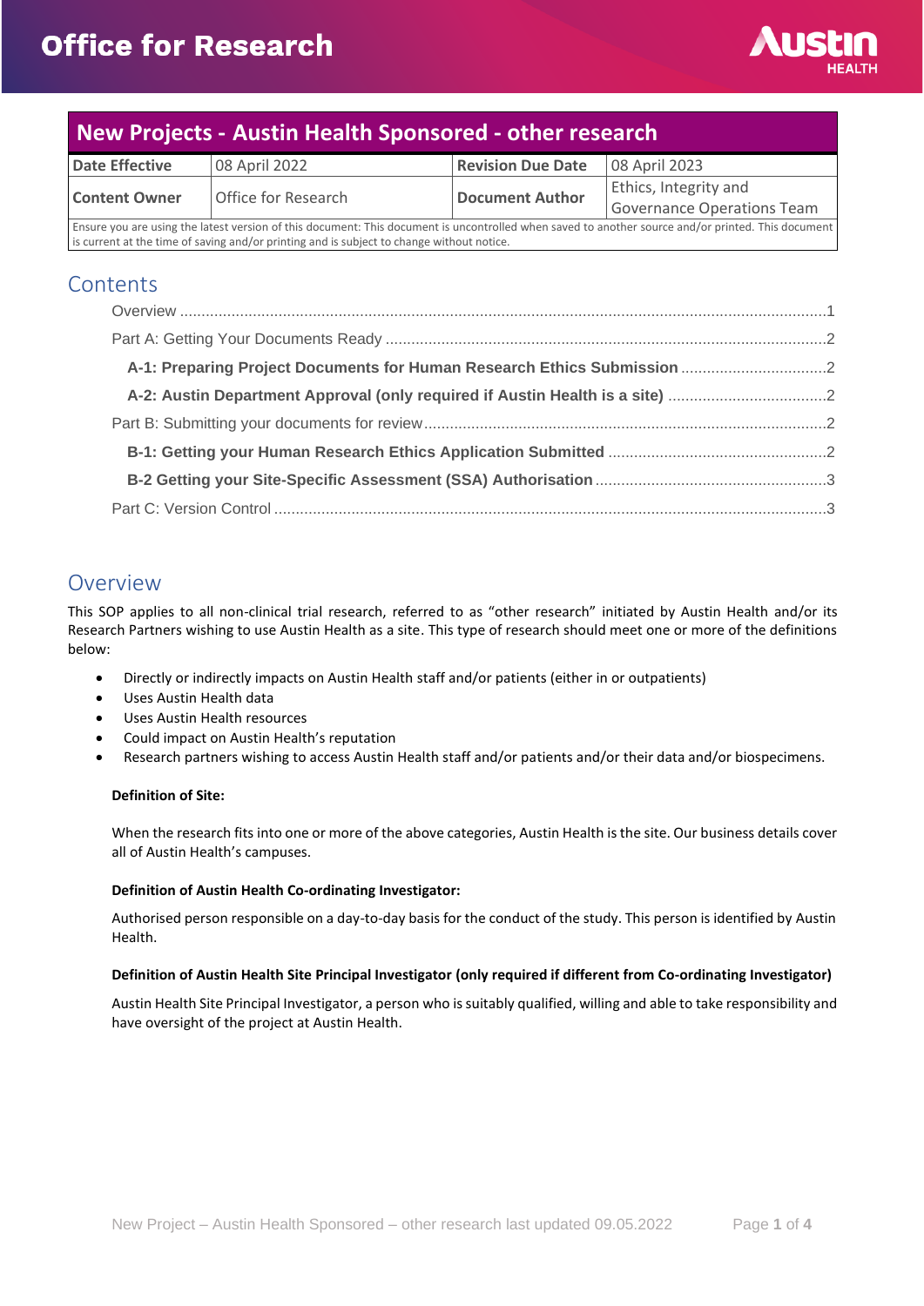# Office for Research

| New Projects - Austin Health Sponsored - other research | | | |
|---|---|---|---|
| **Date Effective** | 08 April 2022 | **Revision Due Date** | 08 April 2023 |
| **Content Owner** | Office for Research | **Document Author** | Ethics, Integrity and Governance Operations Team |
| Ensure you are using the latest version of this document: This document is uncontrolled when saved to another source and/or printed. This document is current at the time of saving and/or printing and is subject to change without notice. | | | |

## Contents

- Overview ....... 1
- Part A: Getting Your Documents Ready ....... 2
  - **A-1: Preparing Project Documents for Human Research Ethics Submission** ....... 2
  - **A-2: Austin Department Approval (only required if Austin Health is a site)** ....... 2
- Part B: Submitting your documents for review ....... 2
  - **B-1: Getting your Human Research Ethics Application Submitted** ....... 2
  - **B-2 Getting your Site-Specific Assessment (SSA) Authorisation** ....... 3
- Part C: Version Control ....... 3

## Overview

This SOP applies to all non-clinical trial research, referred to as "other research" initiated by Austin Health and/or its Research Partners wishing to use Austin Health as a site. This type of research should meet one or more of the definitions below:

- Directly or indirectly impacts on Austin Health staff and/or patients (either in or outpatients)
- Uses Austin Health data
- Uses Austin Health resources
- Could impact on Austin Health's reputation
- Research partners wishing to access Austin Health staff and/or patients and/or their data and/or biospecimens.

**Definition of Site:**

When the research fits into one or more of the above categories, Austin Health is the site. Our business details cover all of Austin Health's campuses.

**Definition of Austin Health Co-ordinating Investigator:**

Authorised person responsible on a day-to-day basis for the conduct of the study. This person is identified by Austin Health.

**Definition of Austin Health Site Principal Investigator (only required if different from Co-ordinating Investigator)**

Austin Health Site Principal Investigator, a person who is suitably qualified, willing and able to take responsibility and have oversight of the project at Austin Health.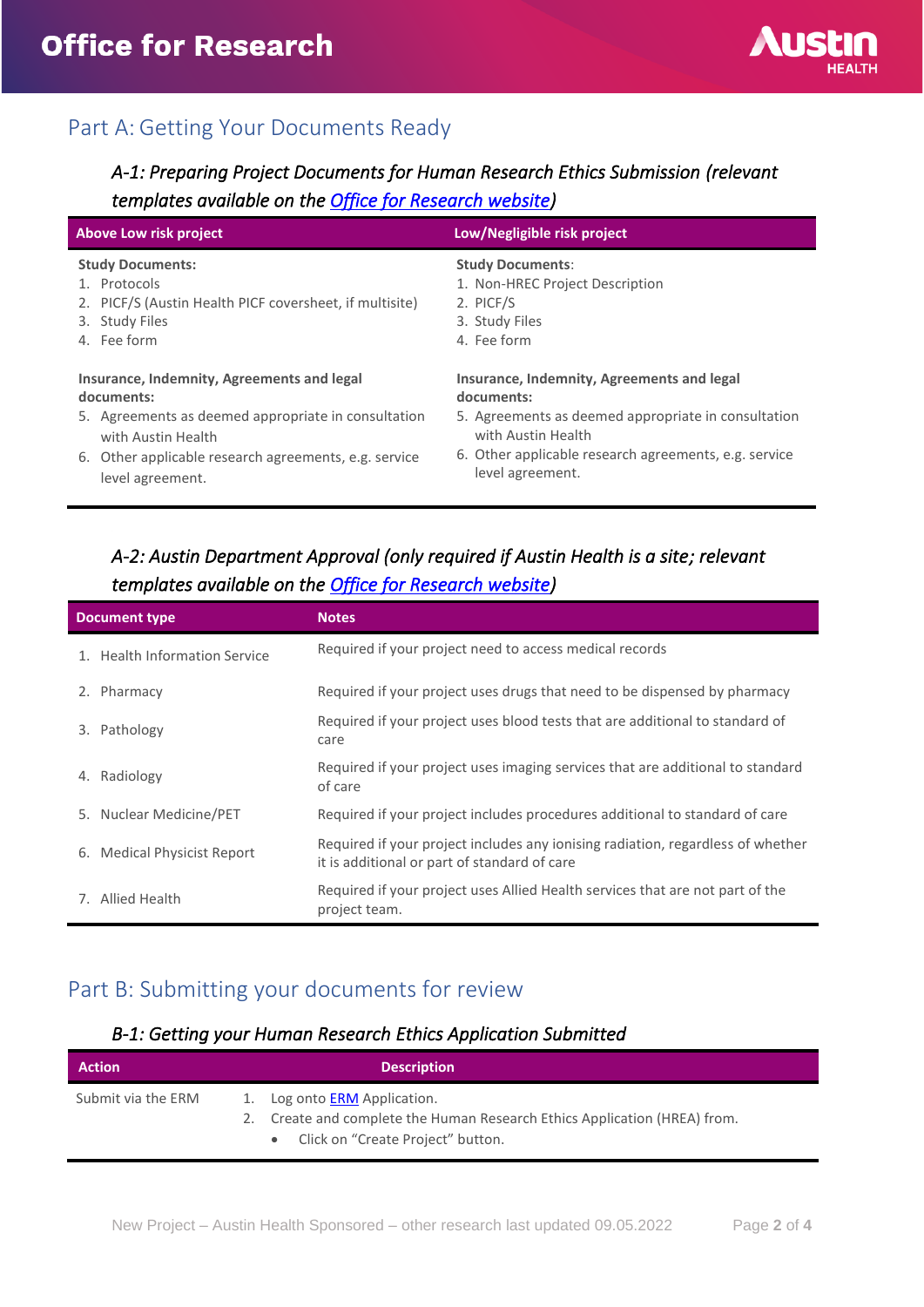## Part A: Getting Your Documents Ready

### *A-1: Preparing Project Documents for Human Research Ethics Submission (relevant templates available on the [Office for Research website](Office for Research website))*

| Above Low risk project | Low/Negligible risk project |
|---|---|
| **Study Documents:**<br>1. Protocols<br>2. PICF/S (Austin Health PICF coversheet, if multisite)<br>3. Study Files<br>4. Fee form | **Study Documents**:<br>1. Non-HREC Project Description<br>2. PICF/S<br>3. Study Files<br>4. Fee form |
| **Insurance, Indemnity, Agreements and legal documents:**<br>5. Agreements as deemed appropriate in consultation with Austin Health<br>6. Other applicable research agreements, e.g. service level agreement. | **Insurance, Indemnity, Agreements and legal documents:**<br>5. Agreements as deemed appropriate in consultation with Austin Health<br>6. Other applicable research agreements, e.g. service level agreement. |

### *A-2: Austin Department Approval (only required if Austin Health is a site; relevant templates available on the [Office for Research website](Office for Research website))*

| Document type | Notes |
|---|---|
| 1. Health Information Service | Required if your project need to access medical records |
| 2. Pharmacy | Required if your project uses drugs that need to be dispensed by pharmacy |
| 3. Pathology | Required if your project uses blood tests that are additional to standard of care |
| 4. Radiology | Required if your project uses imaging services that are additional to standard of care |
| 5. Nuclear Medicine/PET | Required if your project includes procedures additional to standard of care |
| 6. Medical Physicist Report | Required if your project includes any ionising radiation, regardless of whether it is additional or part of standard of care |
| 7. Allied Health | Required if your project uses Allied Health services that are not part of the project team. |

## Part B: Submitting your documents for review

### *B-1: Getting your Human Research Ethics Application Submitted*

| Action | Description |
|---|---|
| Submit via the ERM | 1. Log onto [ERM](ERM) Application.<br>2. Create and complete the Human Research Ethics Application (HREA) from.<br>• Click on "Create Project" button. |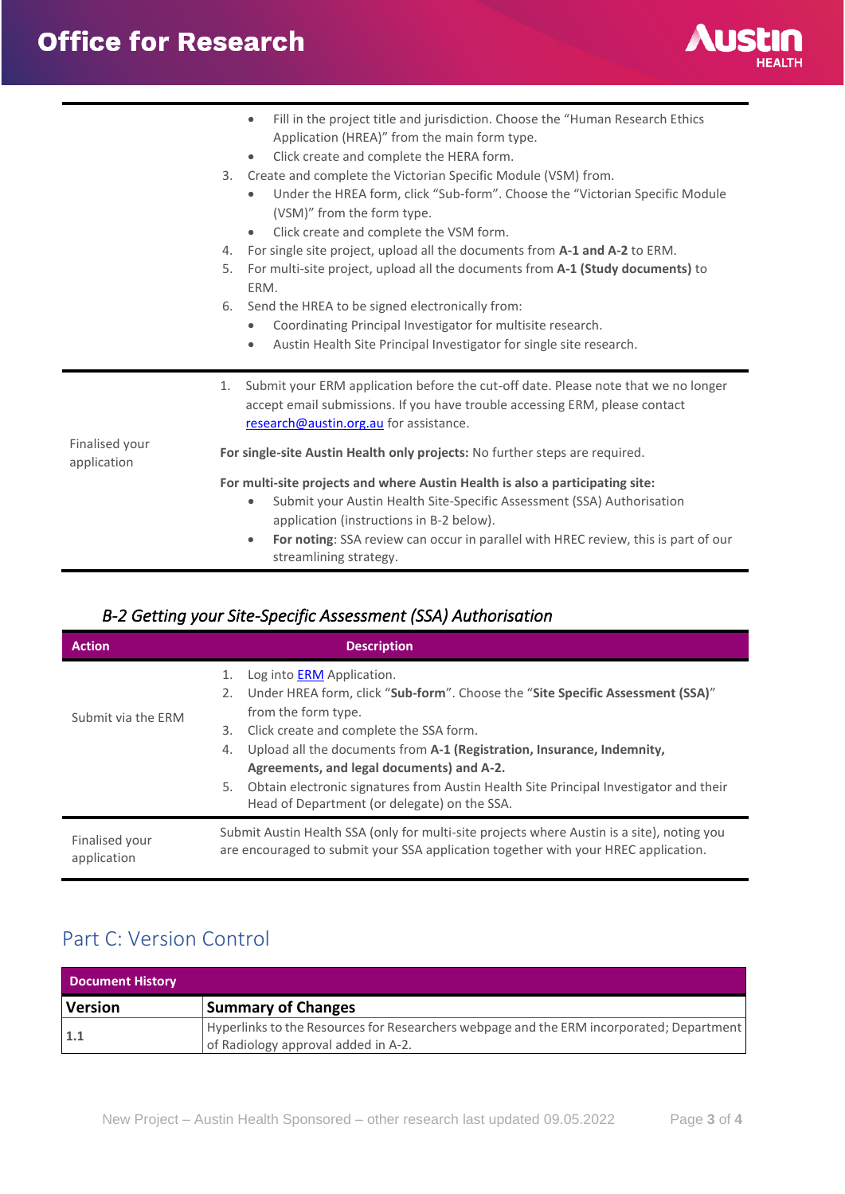| | |
|---|---|
| | • Fill in the project title and jurisdiction. Choose the "Human Research Ethics Application (HREA)" from the main form type.<br>• Click create and complete the HERA form.<br>3. Create and complete the Victorian Specific Module (VSM) from.<br>• Under the HREA form, click "Sub-form". Choose the "Victorian Specific Module (VSM)" from the form type.<br>• Click create and complete the VSM form.<br>4. For single site project, upload all the documents from **A-1 and A-2** to ERM.<br>5. For multi-site project, upload all the documents from **A-1 (Study documents)** to ERM.<br>6. Send the HREA to be signed electronically from:<br>• Coordinating Principal Investigator for multisite research.<br>• Austin Health Site Principal Investigator for single site research. |
| Finalised your application | 1. Submit your ERM application before the cut-off date. Please note that we no longer accept email submissions. If you have trouble accessing ERM, please contact research@austin.org.au for assistance.<br><br>**For single-site Austin Health only projects:** No further steps are required.<br><br>**For multi-site projects and where Austin Health is also a participating site:**<br>• Submit your Austin Health Site-Specific Assessment (SSA) Authorisation application (instructions in B-2 below).<br>• **For noting**: SSA review can occur in parallel with HREC review, this is part of our streamlining strategy. |

### *B-2 Getting your Site-Specific Assessment (SSA) Authorisation*

| Action | Description |
|---|---|
| Submit via the ERM | 1. Log into ERM Application.<br>2. Under HREA form, click "**Sub-form**". Choose the "**Site Specific Assessment (SSA)**" from the form type.<br>3. Click create and complete the SSA form.<br>4. Upload all the documents from **A-1 (Registration, Insurance, Indemnity, Agreements, and legal documents) and A-2.**<br>5. Obtain electronic signatures from Austin Health Site Principal Investigator and their Head of Department (or delegate) on the SSA. |
| Finalised your application | Submit Austin Health SSA (only for multi-site projects where Austin is a site), noting you are encouraged to submit your SSA application together with your HREC application. |

## Part C: Version Control

| **Document History** | |
|---|---|
| **Version** | **Summary of Changes** |
| **1.1** | Hyperlinks to the Resources for Researchers webpage and the ERM incorporated; Department of Radiology approval added in A-2. |